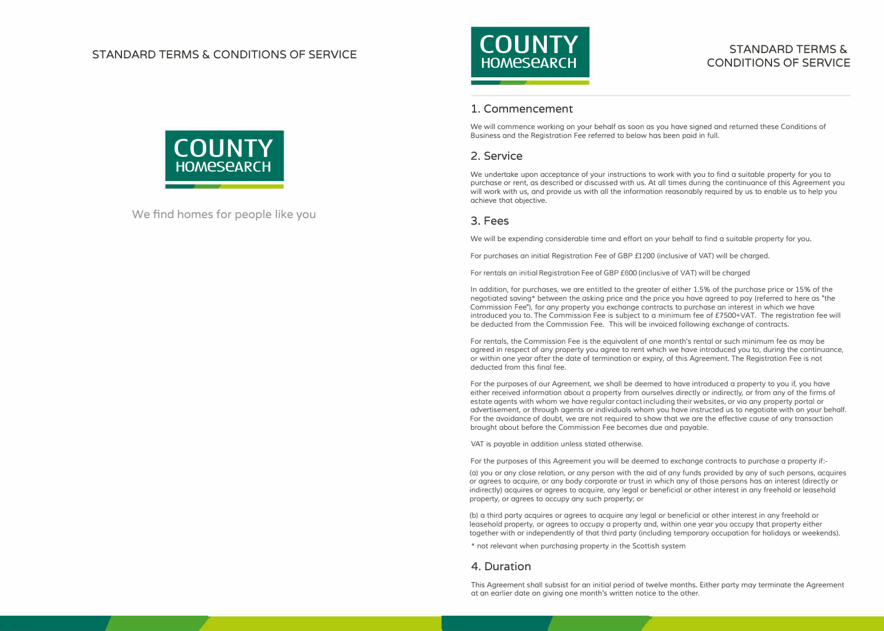# STANDARD TERMS & CONDITIONS OF SERVICE

COUNTY HOMESEARCH

We find homes for people like you

COUNTY HOMESEARCH

# STANDARD TERMS & CONDITIONS OF SERVICE

## 1. Commencement

We will commence working on your behalf as soon as you have signed and returned these Conditions of Business and the Registration Fee referred to below has been paid in full.

## 2. Service

We undertake upon acceptance of your instructions to work with you to find a suitable property for you to purchase or rent, as described or discussed with us. At all times during the continuance of this Agreement you will work with us, and provide us with all the information reasonably required by us to enable us to help you achieve that objective.

## 3. Fees

We will be expending considerable time and effort on your behalf to find a suitable property for you.

For purchases an initial Registration Fee of GBP £1200 (inclusive of VAT) will be charged.

For rentals an initial Registration Fee of GBP £600 (inclusive of VAT) will be charged

In addition, for purchases, we are entitled to the greater of either 1.5% of the purchase price or 15% of the negotiated saving* between the asking price and the price you have agreed to pay (referred to here as "the Commission Fee"), for any property you exchange contracts to purchase an interest in which we have introduced you to. The Commission Fee is subject to a minimum fee of £7500+VAT. The registration fee will be deducted from the Commission Fee. This will be invoiced following exchange of contracts.

For rentals, the Commission Fee is the equivalent of one month's rental or such minimum fee as may be agreed in respect of any property you agree to rent which we have introduced you to, during the continuance, or within one year after the date of termination or expiry, of this Agreement. The Registration Fee is not deducted from this final fee.

For the purposes of our Agreement, we shall be deemed to have introduced a property to you if, you have either received information about a property from ourselves directly or indirectly, or from any of the firms of estate agents with whom we have regular contact including their websites, or via any property portal or advertisement, or through agents or individuals whom you have instructed us to negotiate with on your behalf. For the avoidance of doubt, we are not required to show that we are the effective cause of any transaction brought about before the Commission Fee becomes due and payable.

VAT is payable in addition unless stated otherwise.

For the purposes of this Agreement you will be deemed to exchange contracts to purchase a property if:-

(a) you or any close relation, or any person with the aid of any funds provided by any of such persons, acquires or agrees to acquire, or any body corporate or trust in which any of those persons has an interest (directly or indirectly) acquires or agrees to acquire, any legal or beneficial or other interest in any freehold or leasehold property, or agrees to occupy any such property; or

(b) a third party acquires or agrees to acquire any legal or beneficial or other interest in any freehold or leasehold property, or agrees to occupy a property and, within one year you occupy that property either together with or independently of that third party (including temporary occupation for holidays or weekends).

* not relevant when purchasing property in the Scottish system

## 4. Duration

This Agreement shall subsist for an initial period of twelve months. Either party may terminate the Agreement at an earlier date on giving one month's written notice to the other.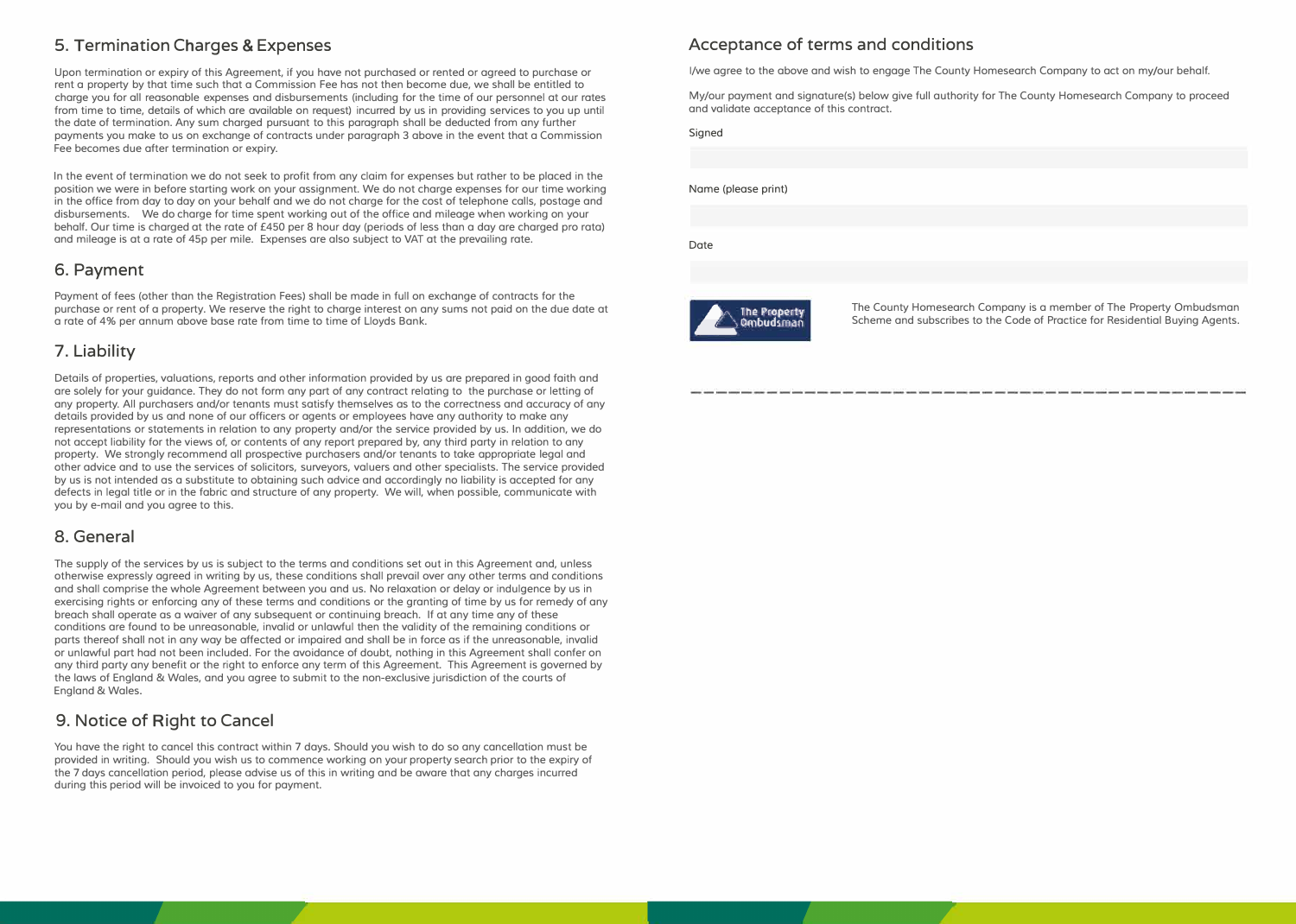## 5. Termination Charges & Expenses

Upon termination or expiry of this Agreement, if you have not purchased or rented or agreed to purchase or rent a property by that time such that a Commission Fee has not then become due, we shall be entitled to charge you for all reasonable expenses and disbursements (including for the time of our personnel at our rates from time to time, details of which are available on request) incurred by us in providing services to you up until the date of termination. Any sum charged pursuant to this paragraph shall be deducted from any further payments you make to us on exchange of contracts under paragraph 3 above in the event that a Commission Fee becomes due after termination or expiry.

In the event of termination we do not seek to profit from any claim for expenses but rather to be placed in the position we were in before starting work on your assignment. We do not charge expenses for our time working in the office from day to day on your behalf and we do not charge for the cost of telephone calls, postage and disbursements. We do charge for time spent working out of the office and mileage when working on your behalf. Our time is charged at the rate of £450 per 8 hour day (periods of less than a day are charged pro rata) and mileage is at a rate of 45p per mile. Expenses are also subject to VAT at the prevailing rate.

## 6. Payment

Payment of fees (other than the Registration Fees) shall be made in full on exchange of contracts for the purchase or rent of a property. We reserve the right to charge interest on any sums not paid on the due date at a rate of 4% per annum above base rate from time to time of Lloyds Bank.

## 7. Liability

Details of properties, valuations, reports and other information provided by us are prepared in good faith and are solely for your guidance. They do not form any part of any contract relating to the purchase or letting of any property. All purchasers and/or tenants must satisfy themselves as to the correctness and accuracy of any details provided by us and none of our officers or agents or employees have any authority to make any representations or statements in relation to any property and/or the service provided by us. In addition, we do not accept liability for the views of, or contents of any report prepared by, any third party in relation to any property. We strongly recommend all prospective purchasers and/or tenants to take appropriate legal and other advice and to use the services of solicitors, surveyors, valuers and other specialists. The service provided by us is not intended as a substitute to obtaining such advice and accordingly no liability is accepted for any defects in legal title or in the fabric and structure of any property. We will, when possible, communicate with you by e-mail and you agree to this.

## 8. General

The supply of the services by us is subject to the terms and conditions set out in this Agreement and, unless otherwise expressly agreed in writing by us, these conditions shall prevail over any other terms and conditions and shall comprise the whole Agreement between you and us. No relaxation or delay or indulgence by us in exercising rights or enforcing any of these terms and conditions or the granting of time by us for remedy of any breach shall operate as a waiver of any subsequent or continuing breach. If at any time any of these conditions are found to be unreasonable, invalid or unlawful then the validity of the remaining conditions or parts thereof shall not in any way be affected or impaired and shall be in force as if the unreasonable, invalid or unlawful part had not been included. For the avoidance of doubt, nothing in this Agreement shall confer on any third party any benefit or the right to enforce any term of this Agreement. This Agreement is governed by the laws of England & Wales, and you agree to submit to the non-exclusive jurisdiction of the courts of England & Wales.

## 9. Notice of Right to Cancel

You have the right to cancel this contract within 7 days. Should you wish to do so any cancellation must be provided in writing. Should you wish us to commence working on your property search prior to the expiry of the 7 days cancellation period, please advise us of this in writing and be aware that any charges incurred during this period will be invoiced to you for payment.

## Acceptance of terms and conditions

I/we agree to the above and wish to engage The County Homesearch Company to act on my/our behalf.

My/our payment and signature(s) below give full authority for The County Homesearch Company to proceed and validate acceptance of this contract.

Signed

Name (please print)

Date

The Property Ombudsman

The County Homesearch Company is a member of The Property Ombudsman Scheme and subscribes to the Code of Practice for Residential Buying Agents.